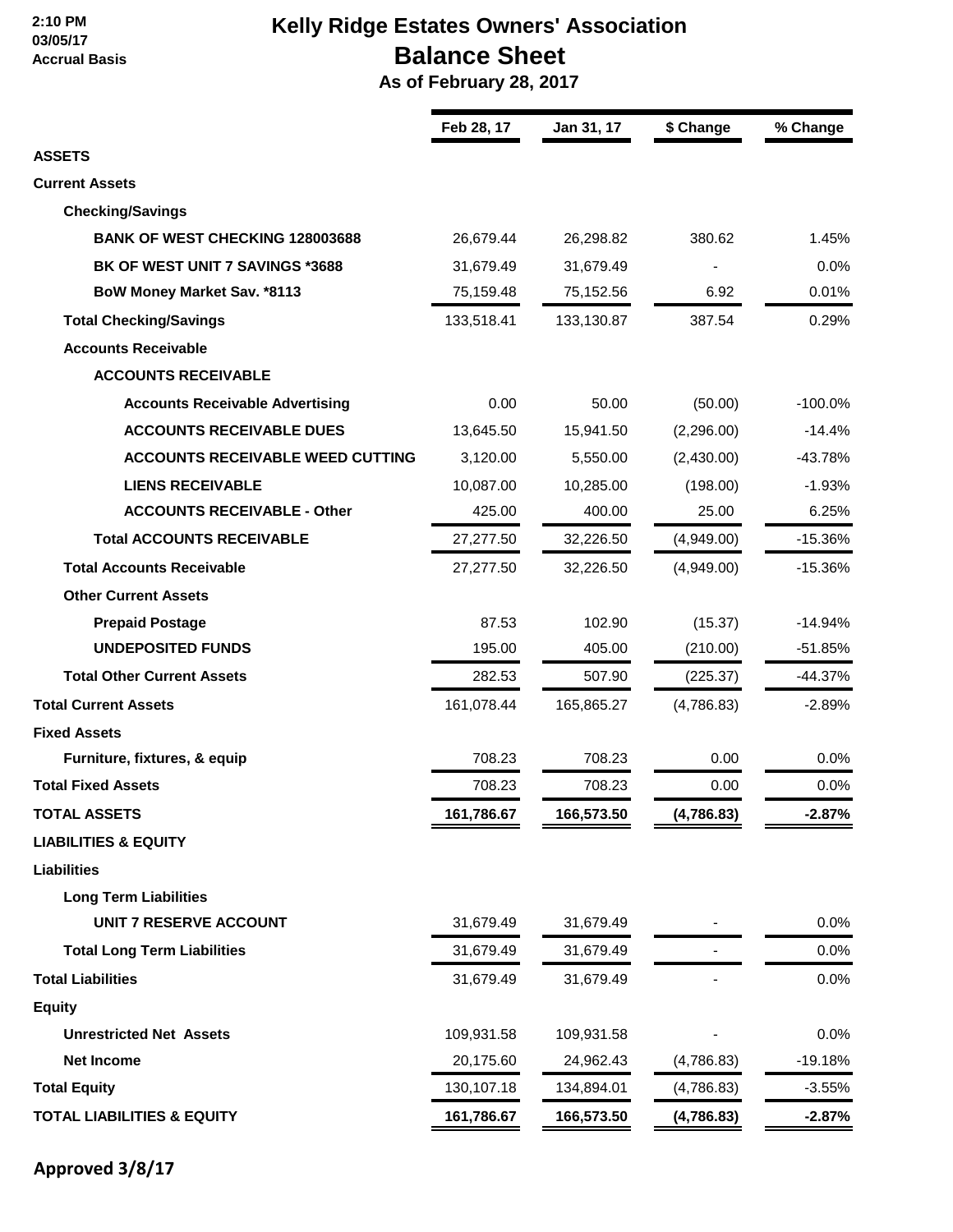2:10 PM
03/05/17
Accrual Basis

# Kelly Ridge Estates Owners' Association
## Balance Sheet
### As of February 28, 2017

| | Feb 28, 17 | Jan 31, 17 | $ Change | % Change |
|---|---|---|---|---|
| **ASSETS** | | | | |
| **Current Assets** | | | | |
| **Checking/Savings** | | | | |
| **BANK OF WEST CHECKING 128003688** | 26,679.44 | 26,298.82 | 380.62 | 1.45% |
| **BK OF WEST UNIT 7 SAVINGS *3688** | 31,679.49 | 31,679.49 | - | 0.0% |
| **BoW Money Market Sav. *8113** | 75,159.48 | 75,152.56 | 6.92 | 0.01% |
| **Total Checking/Savings** | 133,518.41 | 133,130.87 | 387.54 | 0.29% |
| **Accounts Receivable** | | | | |
| **ACCOUNTS RECEIVABLE** | | | | |
| **Accounts Receivable Advertising** | 0.00 | 50.00 | (50.00) | -100.0% |
| **ACCOUNTS RECEIVABLE DUES** | 13,645.50 | 15,941.50 | (2,296.00) | -14.4% |
| **ACCOUNTS RECEIVABLE WEED CUTTING** | 3,120.00 | 5,550.00 | (2,430.00) | -43.78% |
| **LIENS RECEIVABLE** | 10,087.00 | 10,285.00 | (198.00) | -1.93% |
| **ACCOUNTS RECEIVABLE - Other** | 425.00 | 400.00 | 25.00 | 6.25% |
| **Total ACCOUNTS RECEIVABLE** | 27,277.50 | 32,226.50 | (4,949.00) | -15.36% |
| **Total Accounts Receivable** | 27,277.50 | 32,226.50 | (4,949.00) | -15.36% |
| **Other Current Assets** | | | | |
| **Prepaid Postage** | 87.53 | 102.90 | (15.37) | -14.94% |
| **UNDEPOSITED FUNDS** | 195.00 | 405.00 | (210.00) | -51.85% |
| **Total Other Current Assets** | 282.53 | 507.90 | (225.37) | -44.37% |
| **Total Current Assets** | 161,078.44 | 165,865.27 | (4,786.83) | -2.89% |
| **Fixed Assets** | | | | |
| **Furniture, fixtures, & equip** | 708.23 | 708.23 | 0.00 | 0.0% |
| **Total Fixed Assets** | 708.23 | 708.23 | 0.00 | 0.0% |
| **TOTAL ASSETS** | **161,786.67** | **166,573.50** | **(4,786.83)** | **-2.87%** |
| **LIABILITIES & EQUITY** | | | | |
| **Liabilities** | | | | |
| **Long Term Liabilities** | | | | |
| **UNIT 7 RESERVE ACCOUNT** | 31,679.49 | 31,679.49 | - | 0.0% |
| **Total Long Term Liabilities** | 31,679.49 | 31,679.49 | - | 0.0% |
| **Total Liabilities** | 31,679.49 | 31,679.49 | - | 0.0% |
| **Equity** | | | | |
| **Unrestricted Net Assets** | 109,931.58 | 109,931.58 | - | 0.0% |
| **Net Income** | 20,175.60 | 24,962.43 | (4,786.83) | -19.18% |
| **Total Equity** | 130,107.18 | 134,894.01 | (4,786.83) | -3.55% |
| **TOTAL LIABILITIES & EQUITY** | **161,786.67** | **166,573.50** | **(4,786.83)** | **-2.87%** |

**Approved 3/8/17**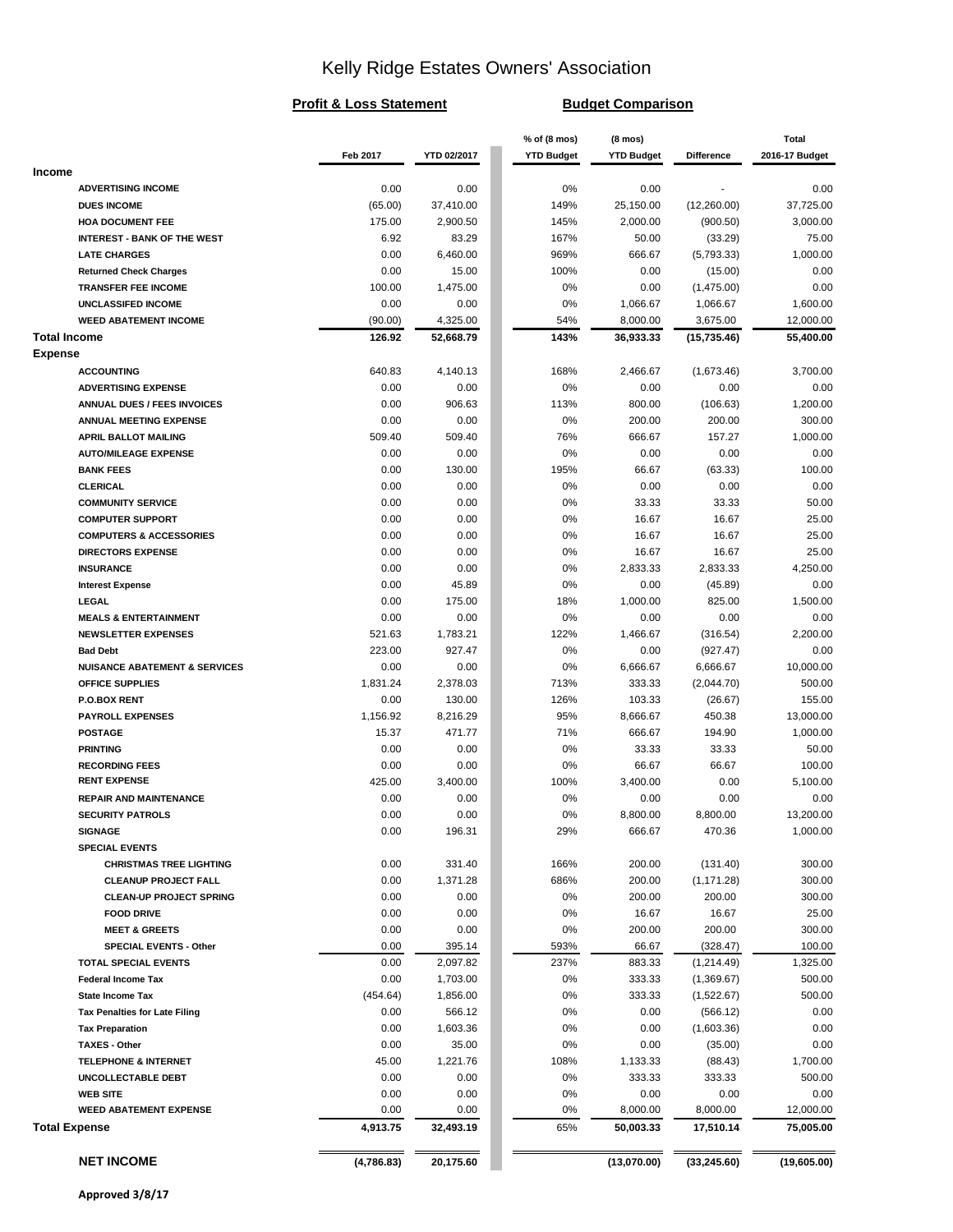# Kelly Ridge Estates Owners' Association

**Profit & Loss Statement** **Budget Comparison**

| | Feb 2017 | YTD 02/2017 | % of (8 mos) YTD Budget | (8 mos) YTD Budget | Difference | Total 2016-17 Budget |
|---|---|---|---|---|---|---|
| **Income** | | | | | | |
| ADVERTISING INCOME | 0.00 | 0.00 | 0% | 0.00 | - | 0.00 |
| DUES INCOME | (65.00) | 37,410.00 | 149% | 25,150.00 | (12,260.00) | 37,725.00 |
| HOA DOCUMENT FEE | 175.00 | 2,900.50 | 145% | 2,000.00 | (900.50) | 3,000.00 |
| INTEREST - BANK OF THE WEST | 6.92 | 83.29 | 167% | 50.00 | (33.29) | 75.00 |
| LATE CHARGES | 0.00 | 6,460.00 | 969% | 666.67 | (5,793.33) | 1,000.00 |
| Returned Check Charges | 0.00 | 15.00 | 100% | 0.00 | (15.00) | 0.00 |
| TRANSFER FEE INCOME | 100.00 | 1,475.00 | 0% | 0.00 | (1,475.00) | 0.00 |
| UNCLASSIFED INCOME | 0.00 | 0.00 | 0% | 1,066.67 | 1,066.67 | 1,600.00 |
| WEED ABATEMENT INCOME | (90.00) | 4,325.00 | 54% | 8,000.00 | 3,675.00 | 12,000.00 |
| **Total Income** | **126.92** | **52,668.79** | **143%** | **36,933.33** | **(15,735.46)** | **55,400.00** |
| **Expense** | | | | | | |
| ACCOUNTING | 640.83 | 4,140.13 | 168% | 2,466.67 | (1,673.46) | 3,700.00 |
| ADVERTISING EXPENSE | 0.00 | 0.00 | 0% | 0.00 | 0.00 | 0.00 |
| ANNUAL DUES / FEES INVOICES | 0.00 | 906.63 | 113% | 800.00 | (106.63) | 1,200.00 |
| ANNUAL MEETING EXPENSE | 0.00 | 0.00 | 0% | 200.00 | 200.00 | 300.00 |
| APRIL BALLOT MAILING | 509.40 | 509.40 | 76% | 666.67 | 157.27 | 1,000.00 |
| AUTO/MILEAGE EXPENSE | 0.00 | 0.00 | 0% | 0.00 | 0.00 | 0.00 |
| BANK FEES | 0.00 | 130.00 | 195% | 66.67 | (63.33) | 100.00 |
| CLERICAL | 0.00 | 0.00 | 0% | 0.00 | 0.00 | 0.00 |
| COMMUNITY SERVICE | 0.00 | 0.00 | 0% | 33.33 | 33.33 | 50.00 |
| COMPUTER SUPPORT | 0.00 | 0.00 | 0% | 16.67 | 16.67 | 25.00 |
| COMPUTERS & ACCESSORIES | 0.00 | 0.00 | 0% | 16.67 | 16.67 | 25.00 |
| DIRECTORS EXPENSE | 0.00 | 0.00 | 0% | 16.67 | 16.67 | 25.00 |
| INSURANCE | 0.00 | 0.00 | 0% | 2,833.33 | 2,833.33 | 4,250.00 |
| Interest Expense | 0.00 | 45.89 | 0% | 0.00 | (45.89) | 0.00 |
| LEGAL | 0.00 | 175.00 | 18% | 1,000.00 | 825.00 | 1,500.00 |
| MEALS & ENTERTAINMENT | 0.00 | 0.00 | 0% | 0.00 | 0.00 | 0.00 |
| NEWSLETTER EXPENSES | 521.63 | 1,783.21 | 122% | 1,466.67 | (316.54) | 2,200.00 |
| Bad Debt | 223.00 | 927.47 | 0% | 0.00 | (927.47) | 0.00 |
| NUISANCE ABATEMENT & SERVICES | 0.00 | 0.00 | 0% | 6,666.67 | 6,666.67 | 10,000.00 |
| OFFICE SUPPLIES | 1,831.24 | 2,378.03 | 713% | 333.33 | (2,044.70) | 500.00 |
| P.O.BOX RENT | 0.00 | 130.00 | 126% | 103.33 | (26.67) | 155.00 |
| PAYROLL EXPENSES | 1,156.92 | 8,216.29 | 95% | 8,666.67 | 450.38 | 13,000.00 |
| POSTAGE | 15.37 | 471.77 | 71% | 666.67 | 194.90 | 1,000.00 |
| PRINTING | 0.00 | 0.00 | 0% | 33.33 | 33.33 | 50.00 |
| RECORDING FEES | 0.00 | 0.00 | 0% | 66.67 | 66.67 | 100.00 |
| RENT EXPENSE | 425.00 | 3,400.00 | 100% | 3,400.00 | 0.00 | 5,100.00 |
| REPAIR AND MAINTENANCE | 0.00 | 0.00 | 0% | 0.00 | 0.00 | 0.00 |
| SECURITY PATROLS | 0.00 | 0.00 | 0% | 8,800.00 | 8,800.00 | 13,200.00 |
| SIGNAGE | 0.00 | 196.31 | 29% | 666.67 | 470.36 | 1,000.00 |
| SPECIAL EVENTS | | | | | | |
| CHRISTMAS TREE LIGHTING | 0.00 | 331.40 | 166% | 200.00 | (131.40) | 300.00 |
| CLEANUP PROJECT FALL | 0.00 | 1,371.28 | 686% | 200.00 | (1,171.28) | 300.00 |
| CLEAN-UP PROJECT SPRING | 0.00 | 0.00 | 0% | 200.00 | 200.00 | 300.00 |
| FOOD DRIVE | 0.00 | 0.00 | 0% | 16.67 | 16.67 | 25.00 |
| MEET & GREETS | 0.00 | 0.00 | 0% | 200.00 | 200.00 | 300.00 |
| SPECIAL EVENTS - Other | 0.00 | 395.14 | 593% | 66.67 | (328.47) | 100.00 |
| TOTAL SPECIAL EVENTS | 0.00 | 2,097.82 | 237% | 883.33 | (1,214.49) | 1,325.00 |
| Federal Income Tax | 0.00 | 1,703.00 | 0% | 333.33 | (1,369.67) | 500.00 |
| State Income Tax | (454.64) | 1,856.00 | 0% | 333.33 | (1,522.67) | 500.00 |
| Tax Penalties for Late Filing | 0.00 | 566.12 | 0% | 0.00 | (566.12) | 0.00 |
| Tax Preparation | 0.00 | 1,603.36 | 0% | 0.00 | (1,603.36) | 0.00 |
| TAXES - Other | 0.00 | 35.00 | 0% | 0.00 | (35.00) | 0.00 |
| TELEPHONE & INTERNET | 45.00 | 1,221.76 | 108% | 1,133.33 | (88.43) | 1,700.00 |
| UNCOLLECTABLE DEBT | 0.00 | 0.00 | 0% | 333.33 | 333.33 | 500.00 |
| WEB SITE | 0.00 | 0.00 | 0% | 0.00 | 0.00 | 0.00 |
| WEED ABATEMENT EXPENSE | 0.00 | 0.00 | 0% | 8,000.00 | 8,000.00 | 12,000.00 |
| **Total Expense** | **4,913.75** | **32,493.19** | **65%** | **50,003.33** | **17,510.14** | **75,005.00** |
| **NET INCOME** | **(4,786.83)** | **20,175.60** | | **(13,070.00)** | **(33,245.60)** | **(19,605.00)** |

**Approved 3/8/17**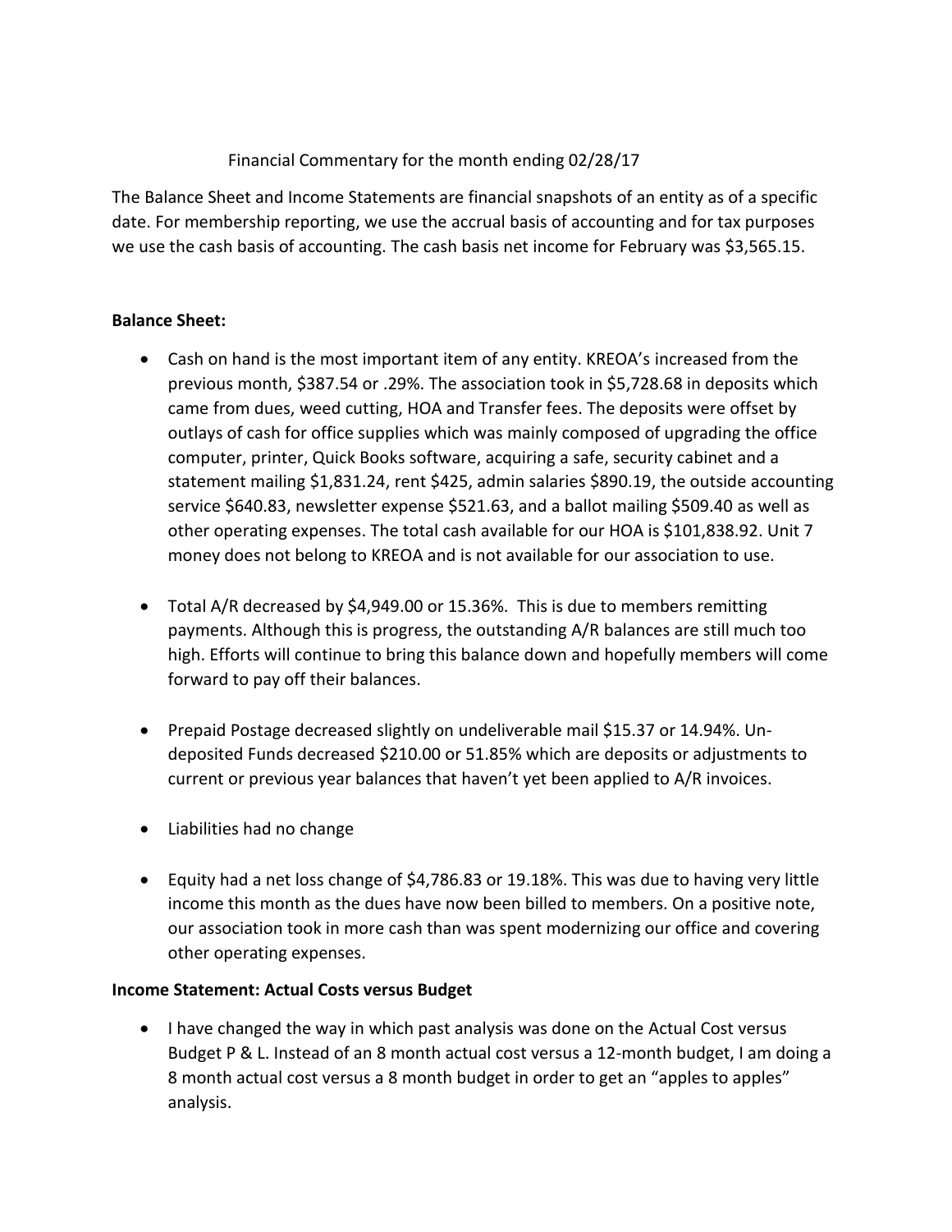Financial Commentary for the month ending 02/28/17

The Balance Sheet and Income Statements are financial snapshots of an entity as of a specific date. For membership reporting, we use the accrual basis of accounting and for tax purposes we use the cash basis of accounting. The cash basis net income for February was $3,565.15.

**Balance Sheet:**

- Cash on hand is the most important item of any entity. KREOA's increased from the previous month, $387.54 or .29%. The association took in $5,728.68 in deposits which came from dues, weed cutting, HOA and Transfer fees. The deposits were offset by outlays of cash for office supplies which was mainly composed of upgrading the office computer, printer, Quick Books software, acquiring a safe, security cabinet and a statement mailing $1,831.24, rent $425, admin salaries $890.19, the outside accounting service $640.83, newsletter expense $521.63, and a ballot mailing $509.40 as well as other operating expenses. The total cash available for our HOA is $101,838.92. Unit 7 money does not belong to KREOA and is not available for our association to use.

- Total A/R decreased by $4,949.00 or 15.36%. This is due to members remitting payments. Although this is progress, the outstanding A/R balances are still much too high. Efforts will continue to bring this balance down and hopefully members will come forward to pay off their balances.

- Prepaid Postage decreased slightly on undeliverable mail $15.37 or 14.94%. Un-deposited Funds decreased $210.00 or 51.85% which are deposits or adjustments to current or previous year balances that haven't yet been applied to A/R invoices.

- Liabilities had no change

- Equity had a net loss change of $4,786.83 or 19.18%. This was due to having very little income this month as the dues have now been billed to members. On a positive note, our association took in more cash than was spent modernizing our office and covering other operating expenses.

**Income Statement: Actual Costs versus Budget**

- I have changed the way in which past analysis was done on the Actual Cost versus Budget P & L. Instead of an 8 month actual cost versus a 12-month budget, I am doing a 8 month actual cost versus a 8 month budget in order to get an "apples to apples" analysis.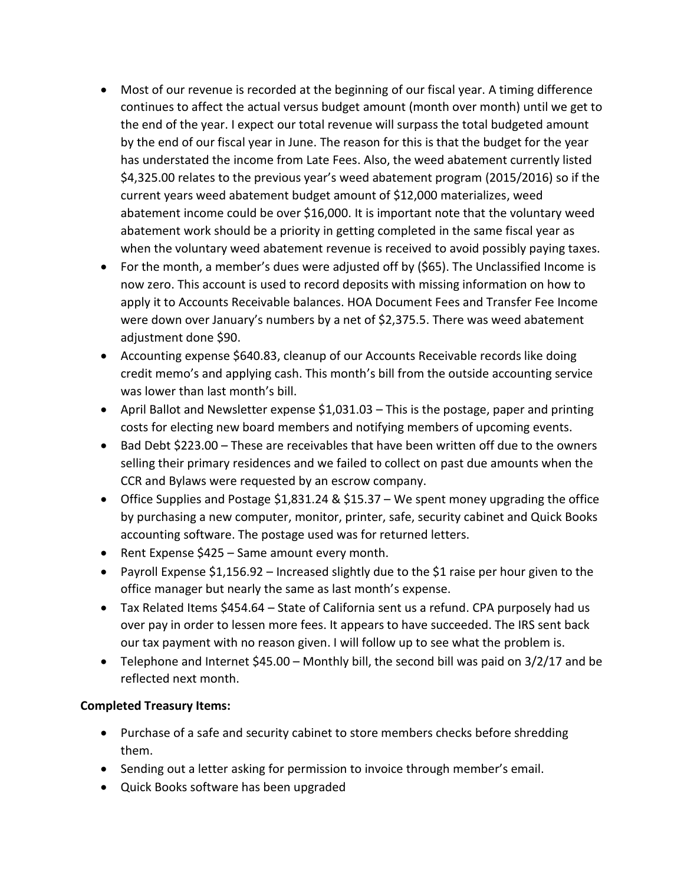- Most of our revenue is recorded at the beginning of our fiscal year. A timing difference continues to affect the actual versus budget amount (month over month) until we get to the end of the year. I expect our total revenue will surpass the total budgeted amount by the end of our fiscal year in June. The reason for this is that the budget for the year has understated the income from Late Fees. Also, the weed abatement currently listed $4,325.00 relates to the previous year's weed abatement program (2015/2016) so if the current years weed abatement budget amount of $12,000 materializes, weed abatement income could be over $16,000. It is important note that the voluntary weed abatement work should be a priority in getting completed in the same fiscal year as when the voluntary weed abatement revenue is received to avoid possibly paying taxes.
- For the month, a member's dues were adjusted off by ($65). The Unclassified Income is now zero. This account is used to record deposits with missing information on how to apply it to Accounts Receivable balances. HOA Document Fees and Transfer Fee Income were down over January's numbers by a net of $2,375.5. There was weed abatement adjustment done $90.
- Accounting expense $640.83, cleanup of our Accounts Receivable records like doing credit memo's and applying cash. This month's bill from the outside accounting service was lower than last month's bill.
- April Ballot and Newsletter expense $1,031.03 – This is the postage, paper and printing costs for electing new board members and notifying members of upcoming events.
- Bad Debt $223.00 – These are receivables that have been written off due to the owners selling their primary residences and we failed to collect on past due amounts when the CCR and Bylaws were requested by an escrow company.
- Office Supplies and Postage $1,831.24 & $15.37 – We spent money upgrading the office by purchasing a new computer, monitor, printer, safe, security cabinet and Quick Books accounting software. The postage used was for returned letters.
- Rent Expense $425 – Same amount every month.
- Payroll Expense $1,156.92 – Increased slightly due to the $1 raise per hour given to the office manager but nearly the same as last month's expense.
- Tax Related Items $454.64 – State of California sent us a refund. CPA purposely had us over pay in order to lessen more fees. It appears to have succeeded. The IRS sent back our tax payment with no reason given. I will follow up to see what the problem is.
- Telephone and Internet $45.00 – Monthly bill, the second bill was paid on 3/2/17 and be reflected next month.

**Completed Treasury Items:**

- Purchase of a safe and security cabinet to store members checks before shredding them.
- Sending out a letter asking for permission to invoice through member's email.
- Quick Books software has been upgraded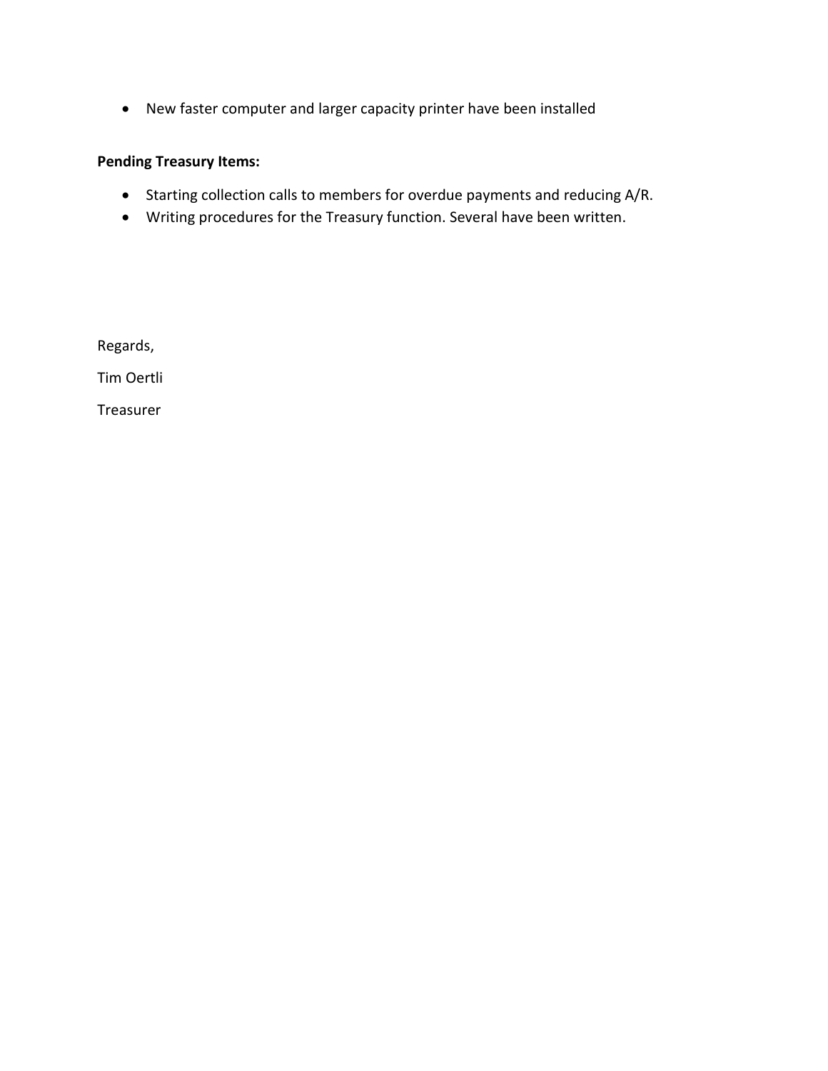- New faster computer and larger capacity printer have been installed

**Pending Treasury Items:**

- Starting collection calls to members for overdue payments and reducing A/R.
- Writing procedures for the Treasury function. Several have been written.

Regards,

Tim Oertli

Treasurer